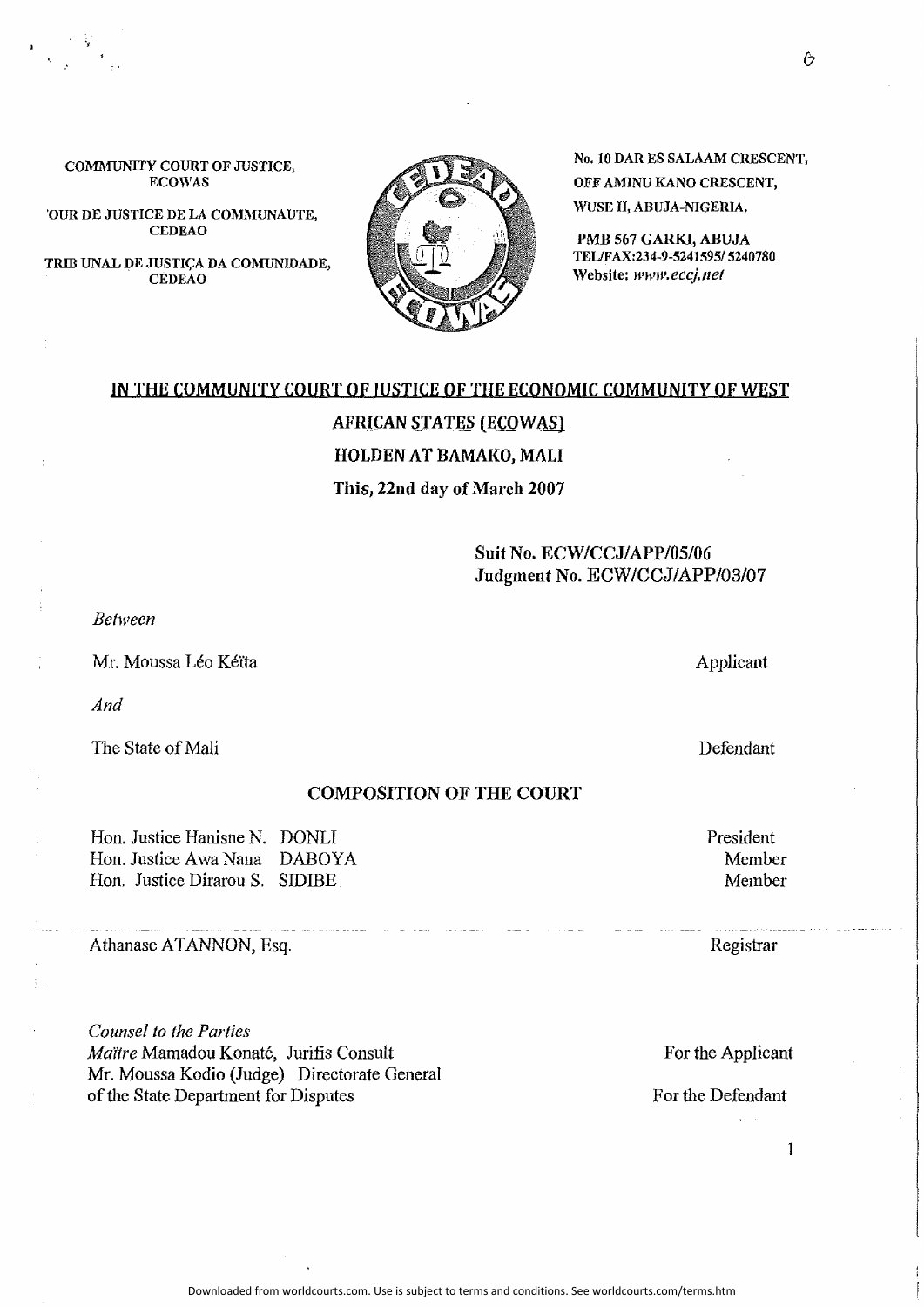COMMUNITY COURT OF JUSTICE, ECOWAS

'OUR DE JUSTICE DE LA COMMUNAUTE, CEDEAO

TRIB UNAL DE JUSTIÇA DA COMUNIDADE, CEDEAO

No. 10 DAR ES SALAAM CRESCENT,
OFF AMINU KANO CRESCENT,
WUSE II, ABUJA-NIGERIA.

PMB 567 GARKI, ABUJA
TEL/FAX:234-9-5241595/ 5240780
Website: www.eccj.net

## IN THE COMMUNITY COURT OF JUSTICE OF THE ECONOMIC COMMUNITY OF WEST AFRICAN STATES (ECOWAS)

**HOLDEN AT BAMAKO, MALI**

**This, 22nd day of March 2007**

**Suit No. ECW/CCJ/APP/05/06**
**Judgment No. ECW/CCJ/APP/03/07**

*Between*

Mr. Moussa Léo Kéïta — Applicant

*And*

The State of Mali — Defendant

### COMPOSITION OF THE COURT

Hon. Justice Hanisne N. DONLI — President
Hon. Justice Awa Nana DABOYA — Member
Hon. Justice Dirarou S. SIDIBE — Member

Athanase ATANNON, Esq. — Registrar

*Counsel to the Parties*
*Maître* Mamadou Konaté, Jurifis Consult — For the Applicant
Mr. Moussa Kodio (Judge) Directorate General of the State Department for Disputes — For the Defendant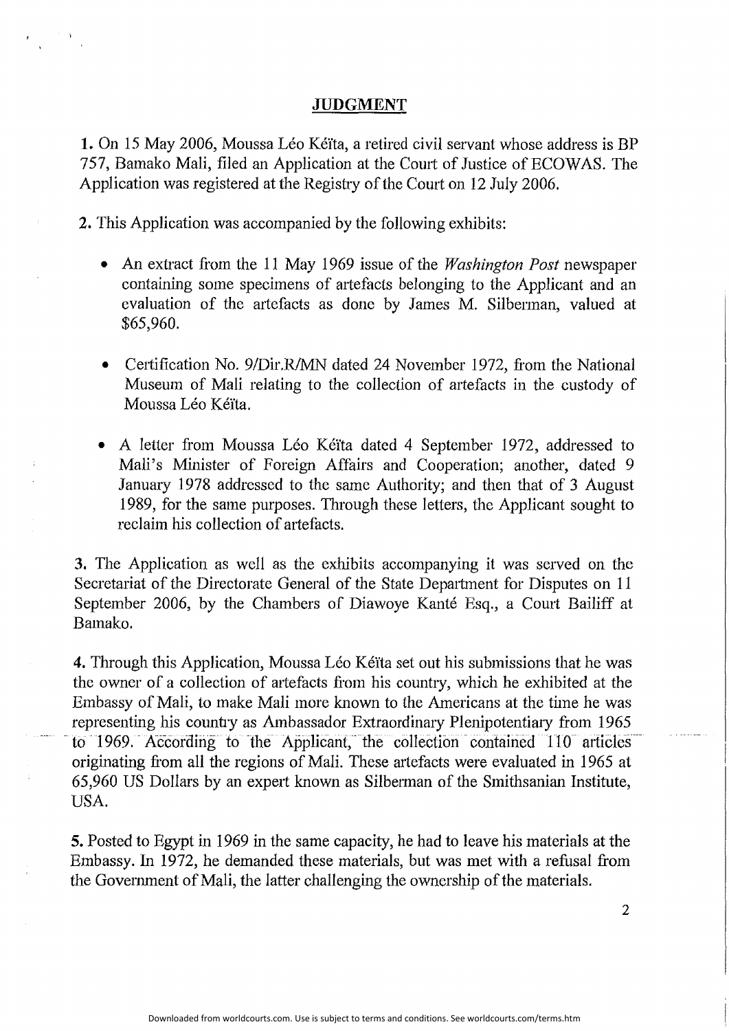## JUDGMENT

**1.** On 15 May 2006, Moussa Léo Kéïta, a retired civil servant whose address is BP 757, Bamako Mali, filed an Application at the Court of Justice of ECOWAS. The Application was registered at the Registry of the Court on 12 July 2006.

**2.** This Application was accompanied by the following exhibits:

- An extract from the 11 May 1969 issue of the *Washington Post* newspaper containing some specimens of artefacts belonging to the Applicant and an evaluation of the artefacts as done by James M. Silberman, valued at $65,960.

- Certification No. 9/Dir.R/MN dated 24 November 1972, from the National Museum of Mali relating to the collection of artefacts in the custody of Moussa Léo Kéïta.

- A letter from Moussa Léo Kéïta dated 4 September 1972, addressed to Mali's Minister of Foreign Affairs and Cooperation; another, dated 9 January 1978 addressed to the same Authority; and then that of 3 August 1989, for the same purposes. Through these letters, the Applicant sought to reclaim his collection of artefacts.

**3.** The Application as well as the exhibits accompanying it was served on the Secretariat of the Directorate General of the State Department for Disputes on 11 September 2006, by the Chambers of Diawoye Kanté Esq., a Court Bailiff at Bamako.

**4.** Through this Application, Moussa Léo Kéïta set out his submissions that he was the owner of a collection of artefacts from his country, which he exhibited at the Embassy of Mali, to make Mali more known to the Americans at the time he was representing his country as Ambassador Extraordinary Plenipotentiary from 1965 to 1969. According to the Applicant, the collection contained 110 articles originating from all the regions of Mali. These artefacts were evaluated in 1965 at 65,960 US Dollars by an expert known as Silberman of the Smithsonian Institute, USA.

**5.** Posted to Egypt in 1969 in the same capacity, he had to leave his materials at the Embassy. In 1972, he demanded these materials, but was met with a refusal from the Government of Mali, the latter challenging the ownership of the materials.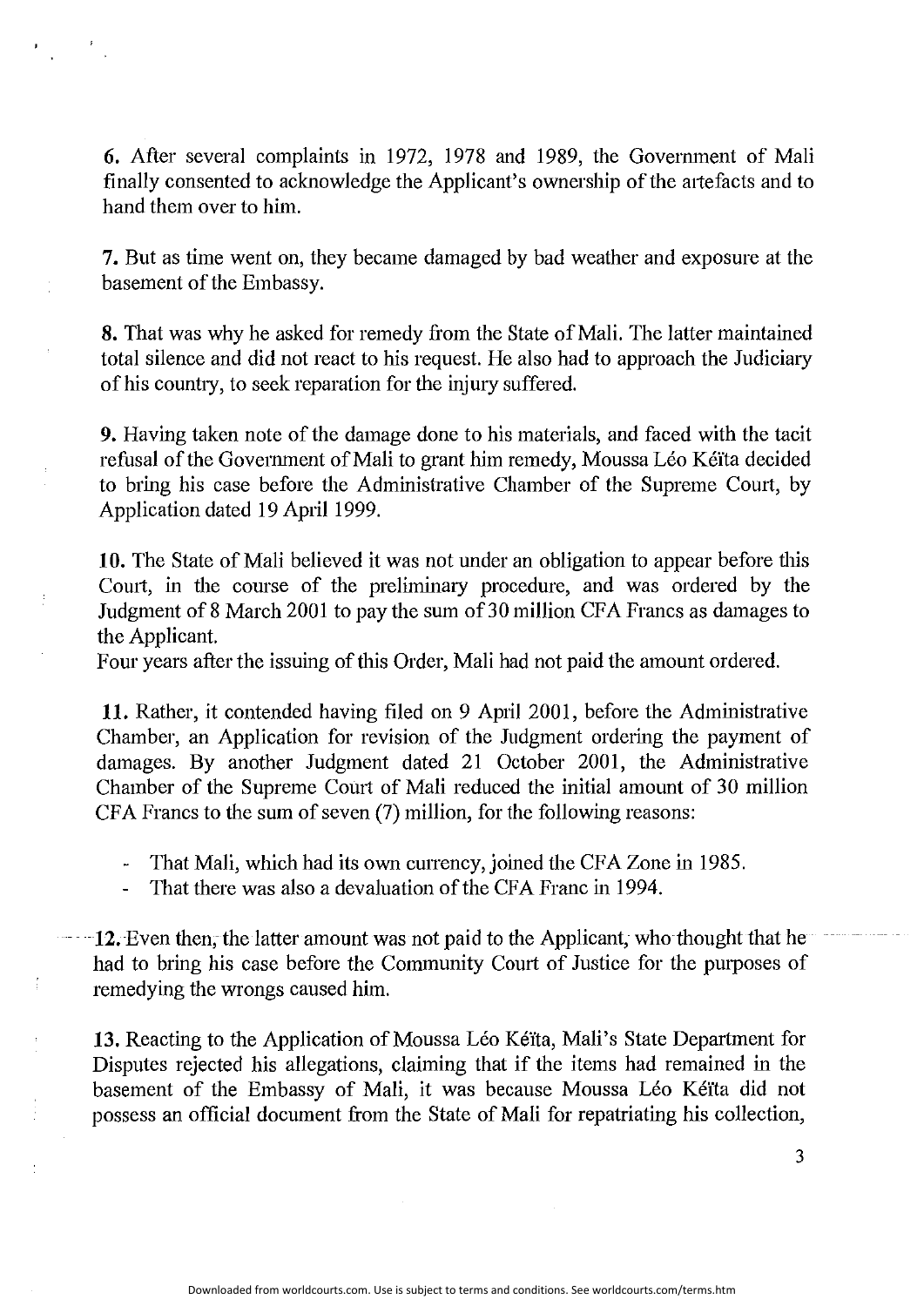**6.** After several complaints in 1972, 1978 and 1989, the Government of Mali finally consented to acknowledge the Applicant's ownership of the artefacts and to hand them over to him.

**7.** But as time went on, they became damaged by bad weather and exposure at the basement of the Embassy.

**8.** That was why he asked for remedy from the State of Mali. The latter maintained total silence and did not react to his request. He also had to approach the Judiciary of his country, to seek reparation for the injury suffered.

**9.** Having taken note of the damage done to his materials, and faced with the tacit refusal of the Government of Mali to grant him remedy, Moussa Léo Kéïta decided to bring his case before the Administrative Chamber of the Supreme Court, by Application dated 19 April 1999.

**10.** The State of Mali believed it was not under an obligation to appear before this Court, in the course of the preliminary procedure, and was ordered by the Judgment of 8 March 2001 to pay the sum of 30 million CFA Francs as damages to the Applicant.
Four years after the issuing of this Order, Mali had not paid the amount ordered.

**11.** Rather, it contended having filed on 9 April 2001, before the Administrative Chamber, an Application for revision of the Judgment ordering the payment of damages. By another Judgment dated 21 October 2001, the Administrative Chamber of the Supreme Court of Mali reduced the initial amount of 30 million CFA Francs to the sum of seven (7) million, for the following reasons:

- That Mali, which had its own currency, joined the CFA Zone in 1985.
- That there was also a devaluation of the CFA Franc in 1994.

**12.** Even then, the latter amount was not paid to the Applicant, who thought that he had to bring his case before the Community Court of Justice for the purposes of remedying the wrongs caused him.

**13.** Reacting to the Application of Moussa Léo Kéïta, Mali's State Department for Disputes rejected his allegations, claiming that if the items had remained in the basement of the Embassy of Mali, it was because Moussa Léo Kéïta did not possess an official document from the State of Mali for repatriating his collection,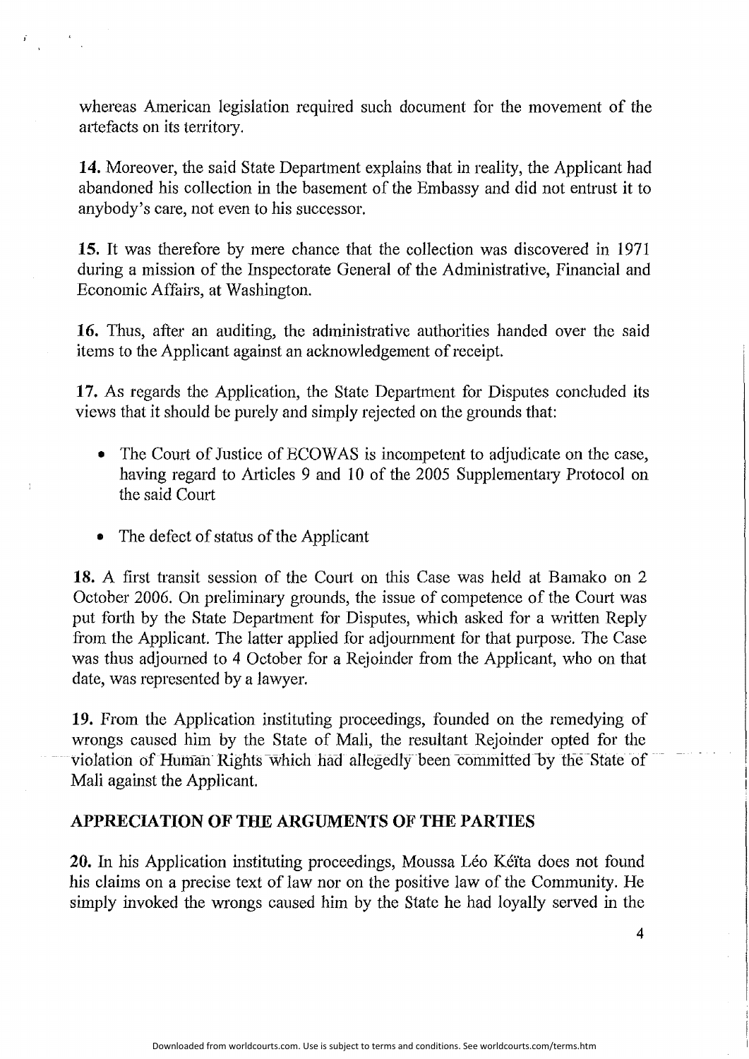whereas American legislation required such document for the movement of the artefacts on its territory.

**14.** Moreover, the said State Department explains that in reality, the Applicant had abandoned his collection in the basement of the Embassy and did not entrust it to anybody's care, not even to his successor.

**15.** It was therefore by mere chance that the collection was discovered in 1971 during a mission of the Inspectorate General of the Administrative, Financial and Economic Affairs, at Washington.

**16.** Thus, after an auditing, the administrative authorities handed over the said items to the Applicant against an acknowledgement of receipt.

**17.** As regards the Application, the State Department for Disputes concluded its views that it should be purely and simply rejected on the grounds that:

- The Court of Justice of ECOWAS is incompetent to adjudicate on the case, having regard to Articles 9 and 10 of the 2005 Supplementary Protocol on the said Court
- The defect of status of the Applicant

**18.** A first transit session of the Court on this Case was held at Bamako on 2 October 2006. On preliminary grounds, the issue of competence of the Court was put forth by the State Department for Disputes, which asked for a written Reply from the Applicant. The latter applied for adjournment for that purpose. The Case was thus adjourned to 4 October for a Rejoinder from the Applicant, who on that date, was represented by a lawyer.

**19.** From the Application instituting proceedings, founded on the remedying of wrongs caused him by the State of Mali, the resultant Rejoinder opted for the violation of Human Rights which had allegedly been committed by the State of Mali against the Applicant.

## APPRECIATION OF THE ARGUMENTS OF THE PARTIES

**20.** In his Application instituting proceedings, Moussa Léo Kéïta does not found his claims on a precise text of law nor on the positive law of the Community. He simply invoked the wrongs caused him by the State he had loyally served in the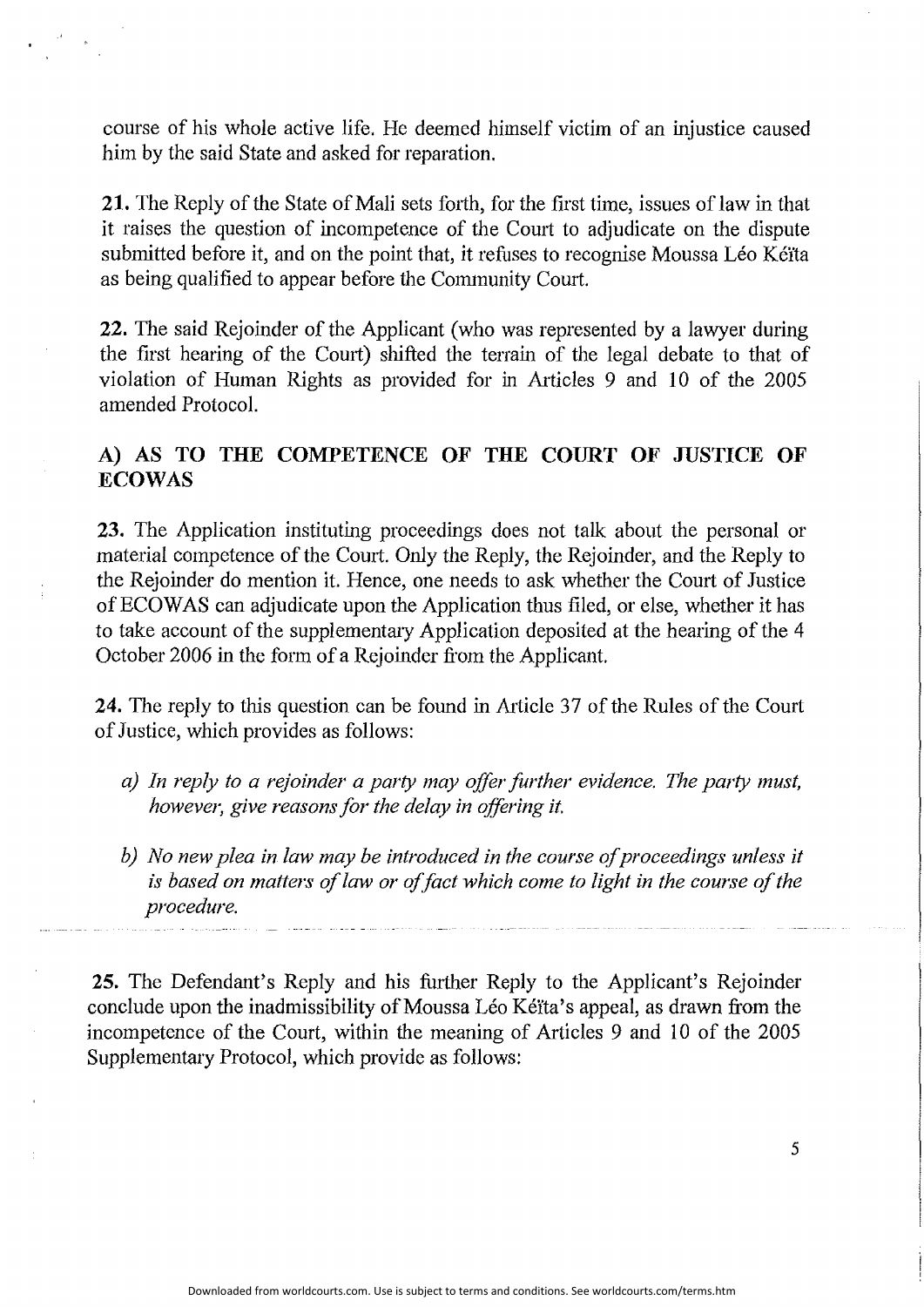course of his whole active life. He deemed himself victim of an injustice caused him by the said State and asked for reparation.

**21.** The Reply of the State of Mali sets forth, for the first time, issues of law in that it raises the question of incompetence of the Court to adjudicate on the dispute submitted before it, and on the point that, it refuses to recognise Moussa Léo Kéïta as being qualified to appear before the Community Court.

**22.** The said Rejoinder of the Applicant (who was represented by a lawyer during the first hearing of the Court) shifted the terrain of the legal debate to that of violation of Human Rights as provided for in Articles 9 and 10 of the 2005 amended Protocol.

## A) AS TO THE COMPETENCE OF THE COURT OF JUSTICE OF ECOWAS

**23.** The Application instituting proceedings does not talk about the personal or material competence of the Court. Only the Reply, the Rejoinder, and the Reply to the Rejoinder do mention it. Hence, one needs to ask whether the Court of Justice of ECOWAS can adjudicate upon the Application thus filed, or else, whether it has to take account of the supplementary Application deposited at the hearing of the 4 October 2006 in the form of a Rejoinder from the Applicant.

**24.** The reply to this question can be found in Article 37 of the Rules of the Court of Justice, which provides as follows:

- *a) In reply to a rejoinder a party may offer further evidence. The party must, however, give reasons for the delay in offering it.*
- *b) No new plea in law may be introduced in the course of proceedings unless it is based on matters of law or of fact which come to light in the course of the procedure.*

**25.** The Defendant's Reply and his further Reply to the Applicant's Rejoinder conclude upon the inadmissibility of Moussa Léo Kéïta's appeal, as drawn from the incompetence of the Court, within the meaning of Articles 9 and 10 of the 2005 Supplementary Protocol, which provide as follows: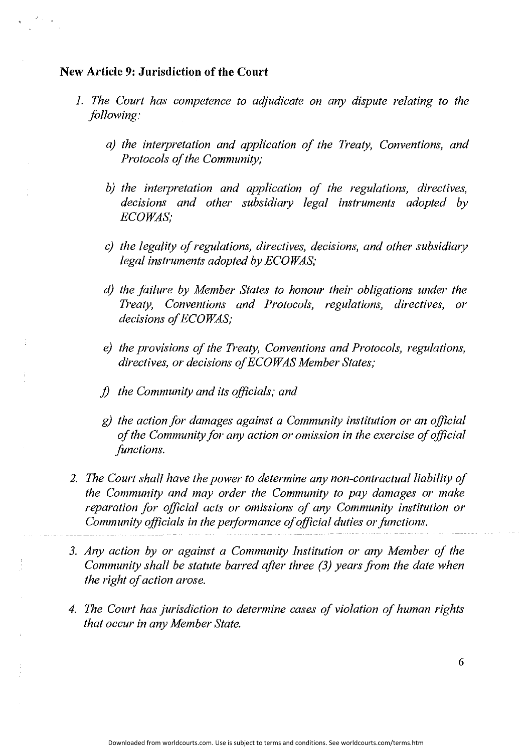**New Article 9: Jurisdiction of the Court**

1. *The Court has competence to adjudicate on any dispute relating to the following:*

    a) *the interpretation and application of the Treaty, Conventions, and Protocols of the Community;*

    b) *the interpretation and application of the regulations, directives, decisions and other subsidiary legal instruments adopted by ECOWAS;*

    c) *the legality of regulations, directives, decisions, and other subsidiary legal instruments adopted by ECOWAS;*

    d) *the failure by Member States to honour their obligations under the Treaty, Conventions and Protocols, regulations, directives, or decisions of ECOWAS;*

    e) *the provisions of the Treaty, Conventions and Protocols, regulations, directives, or decisions of ECOWAS Member States;*

    f) *the Community and its officials; and*

    g) *the action for damages against a Community institution or an official of the Community for any action or omission in the exercise of official functions.*

2. *The Court shall have the power to determine any non-contractual liability of the Community and may order the Community to pay damages or make reparation for official acts or omissions of any Community institution or Community officials in the performance of official duties or functions.*

3. *Any action by or against a Community Institution or any Member of the Community shall be statute barred after three (3) years from the date when the right of action arose.*

4. *The Court has jurisdiction to determine cases of violation of human rights that occur in any Member State.*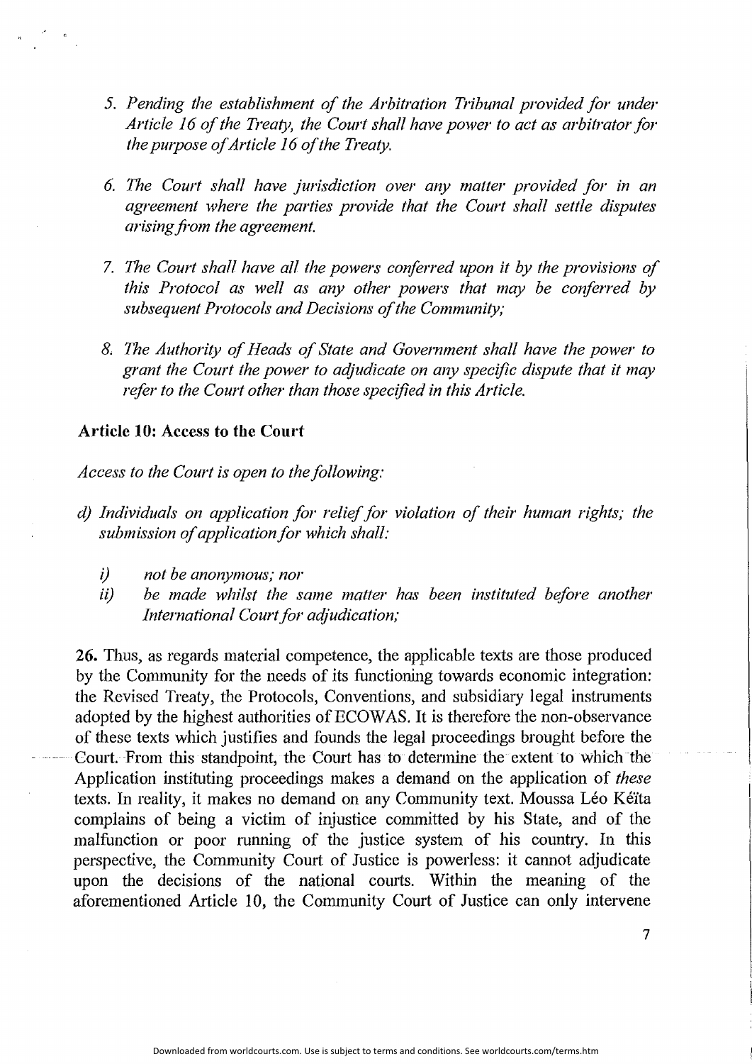5. *Pending the establishment of the Arbitration Tribunal provided for under Article 16 of the Treaty, the Court shall have power to act as arbitrator for the purpose of Article 16 of the Treaty.*

6. *The Court shall have jurisdiction over any matter provided for in an agreement where the parties provide that the Court shall settle disputes arising from the agreement.*

7. *The Court shall have all the powers conferred upon it by the provisions of this Protocol as well as any other powers that may be conferred by subsequent Protocols and Decisions of the Community;*

8. *The Authority of Heads of State and Government shall have the power to grant the Court the power to adjudicate on any specific dispute that it may refer to the Court other than those specified in this Article.*

**Article 10: Access to the Court**

*Access to the Court is open to the following:*

*d) Individuals on application for relief for violation of their human rights; the submission of application for which shall:*

- *i) not be anonymous; nor*
- *ii) be made whilst the same matter has been instituted before another International Court for adjudication;*

**26.** Thus, as regards material competence, the applicable texts are those produced by the Community for the needs of its functioning towards economic integration: the Revised Treaty, the Protocols, Conventions, and subsidiary legal instruments adopted by the highest authorities of ECOWAS. It is therefore the non-observance of these texts which justifies and founds the legal proceedings brought before the Court. From this standpoint, the Court has to determine the extent to which the Application instituting proceedings makes a demand on the application of *these* texts. In reality, it makes no demand on any Community text. Moussa Léo Kéïta complains of being a victim of injustice committed by his State, and of the malfunction or poor running of the justice system of his country. In this perspective, the Community Court of Justice is powerless: it cannot adjudicate upon the decisions of the national courts. Within the meaning of the aforementioned Article 10, the Community Court of Justice can only intervene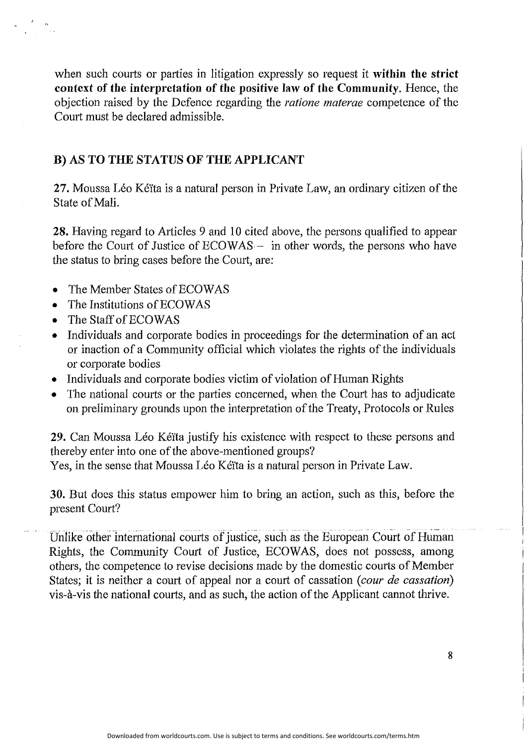when such courts or parties in litigation expressly so request it **within the strict context of the interpretation of the positive law of the Community**. Hence, the objection raised by the Defence regarding the *ratione materae* competence of the Court must be declared admissible.

## B) AS TO THE STATUS OF THE APPLICANT

**27.** Moussa Léo Kéïta is a natural person in Private Law, an ordinary citizen of the State of Mali.

**28.** Having regard to Articles 9 and 10 cited above, the persons qualified to appear before the Court of Justice of ECOWAS – in other words, the persons who have the status to bring cases before the Court, are:

- The Member States of ECOWAS
- The Institutions of ECOWAS
- The Staff of ECOWAS
- Individuals and corporate bodies in proceedings for the determination of an act or inaction of a Community official which violates the rights of the individuals or corporate bodies
- Individuals and corporate bodies victim of violation of Human Rights
- The national courts or the parties concerned, when the Court has to adjudicate on preliminary grounds upon the interpretation of the Treaty, Protocols or Rules

**29.** Can Moussa Léo Kéïta justify his existence with respect to these persons and thereby enter into one of the above-mentioned groups?
Yes, in the sense that Moussa Léo Kéïta is a natural person in Private Law.

**30.** But does this status empower him to bring an action, such as this, before the present Court?

Unlike other international courts of justice, such as the European Court of Human Rights, the Community Court of Justice, ECOWAS, does not possess, among others, the competence to revise decisions made by the domestic courts of Member States; it is neither a court of appeal nor a court of cassation (*cour de cassation*) vis-à-vis the national courts, and as such, the action of the Applicant cannot thrive.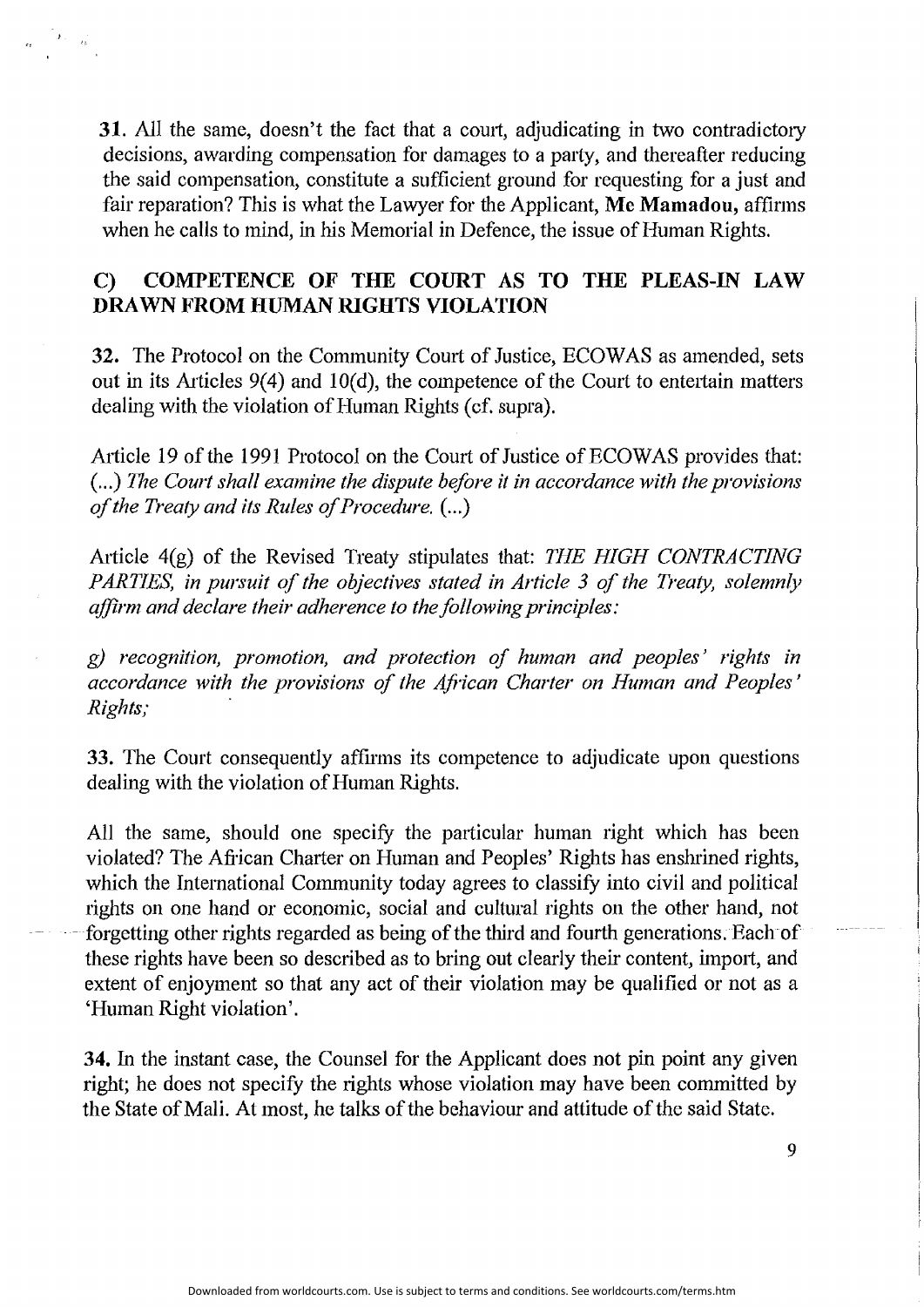**31.** All the same, doesn't the fact that a court, adjudicating in two contradictory decisions, awarding compensation for damages to a party, and thereafter reducing the said compensation, constitute a sufficient ground for requesting for a just and fair reparation? This is what the Lawyer for the Applicant, **Me Mamadou,** affirms when he calls to mind, in his Memorial in Defence, the issue of Human Rights.

## C) COMPETENCE OF THE COURT AS TO THE PLEAS-IN LAW DRAWN FROM HUMAN RIGHTS VIOLATION

**32.** The Protocol on the Community Court of Justice, ECOWAS as amended, sets out in its Articles 9(4) and 10(d), the competence of the Court to entertain matters dealing with the violation of Human Rights (cf. supra).

Article 19 of the 1991 Protocol on the Court of Justice of ECOWAS provides that: *(...) The Court shall examine the dispute before it in accordance with the provisions of the Treaty and its Rules of Procedure. (...)*

Article 4(g) of the Revised Treaty stipulates that: *THE HIGH CONTRACTING PARTIES, in pursuit of the objectives stated in Article 3 of the Treaty, solemnly affirm and declare their adherence to the following principles:*

*g) recognition, promotion, and protection of human and peoples' rights in accordance with the provisions of the African Charter on Human and Peoples' Rights;*

**33.** The Court consequently affirms its competence to adjudicate upon questions dealing with the violation of Human Rights.

All the same, should one specify the particular human right which has been violated? The African Charter on Human and Peoples' Rights has enshrined rights, which the International Community today agrees to classify into civil and political rights on one hand or economic, social and cultural rights on the other hand, not forgetting other rights regarded as being of the third and fourth generations. Each of these rights have been so described as to bring out clearly their content, import, and extent of enjoyment so that any act of their violation may be qualified or not as a 'Human Right violation'.

**34.** In the instant case, the Counsel for the Applicant does not pin point any given right; he does not specify the rights whose violation may have been committed by the State of Mali. At most, he talks of the behaviour and attitude of the said State.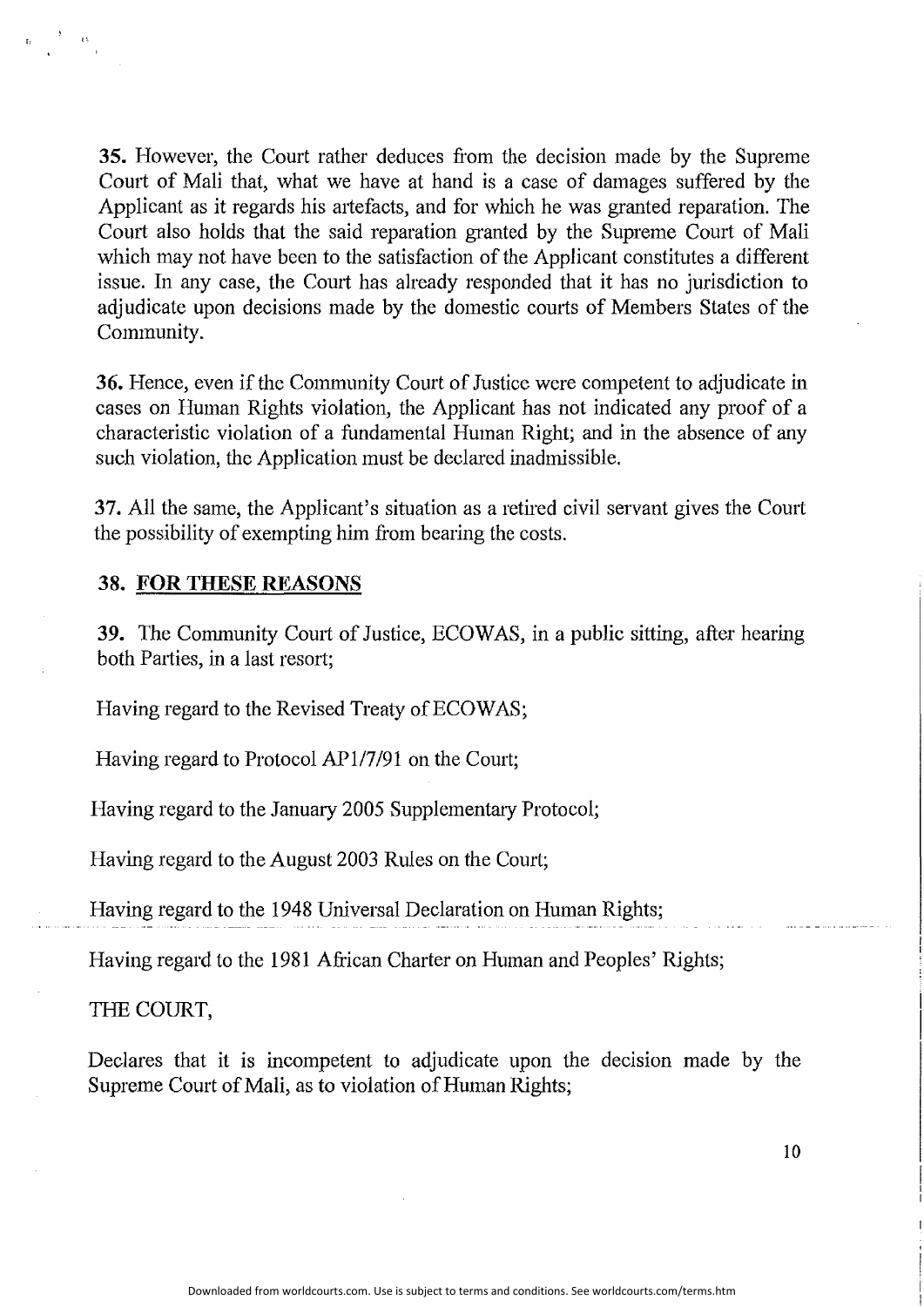**35.** However, the Court rather deduces from the decision made by the Supreme Court of Mali that, what we have at hand is a case of damages suffered by the Applicant as it regards his artefacts, and for which he was granted reparation. The Court also holds that the said reparation granted by the Supreme Court of Mali which may not have been to the satisfaction of the Applicant constitutes a different issue. In any case, the Court has already responded that it has no jurisdiction to adjudicate upon decisions made by the domestic courts of Members States of the Community.

**36.** Hence, even if the Community Court of Justice were competent to adjudicate in cases on Human Rights violation, the Applicant has not indicated any proof of a characteristic violation of a fundamental Human Right; and in the absence of any such violation, the Application must be declared inadmissible.

**37.** All the same, the Applicant's situation as a retired civil servant gives the Court the possibility of exempting him from bearing the costs.

**38. <u>FOR THESE REASONS</u>**

**39.** The Community Court of Justice, ECOWAS, in a public sitting, after hearing both Parties, in a last resort;

Having regard to the Revised Treaty of ECOWAS;

Having regard to Protocol AP1/7/91 on the Court;

Having regard to the January 2005 Supplementary Protocol;

Having regard to the August 2003 Rules on the Court;

Having regard to the 1948 Universal Declaration on Human Rights;

Having regard to the 1981 African Charter on Human and Peoples' Rights;

THE COURT,

Declares that it is incompetent to adjudicate upon the decision made by the Supreme Court of Mali, as to violation of Human Rights;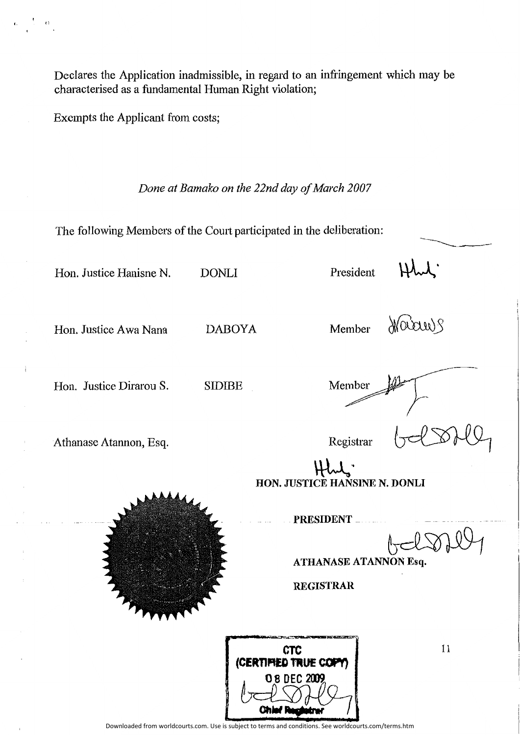Declares the Application inadmissible, in regard to an infringement which may be characterised as a fundamental Human Right violation;

Exempts the Applicant from costs;

*Done at Bamako on the 22nd day of March 2007*

The following Members of the Court participated in the deliberation:

| | | | |
|---|---|---|---|
| Hon. Justice Hanisne N. | DONLI | President | |
| Hon. Justice Awa Nana | DABOYA | Member | |
| Hon. Justice Dirarou S. | SIDIBE | Member | |
| Athanase Atannon, Esq. | | Registrar | |

**HON. JUSTICE HANSINE N. DONLI**

**PRESIDENT**

**ATHANASE ATANNON Esq.**

**REGISTRAR**

CTC
(CERTIFIED TRUE COPY)
08 DEC 2009
Chief Registrar

Downloaded from worldcourts.com. Use is subject to terms and conditions. See worldcourts.com/terms.htm